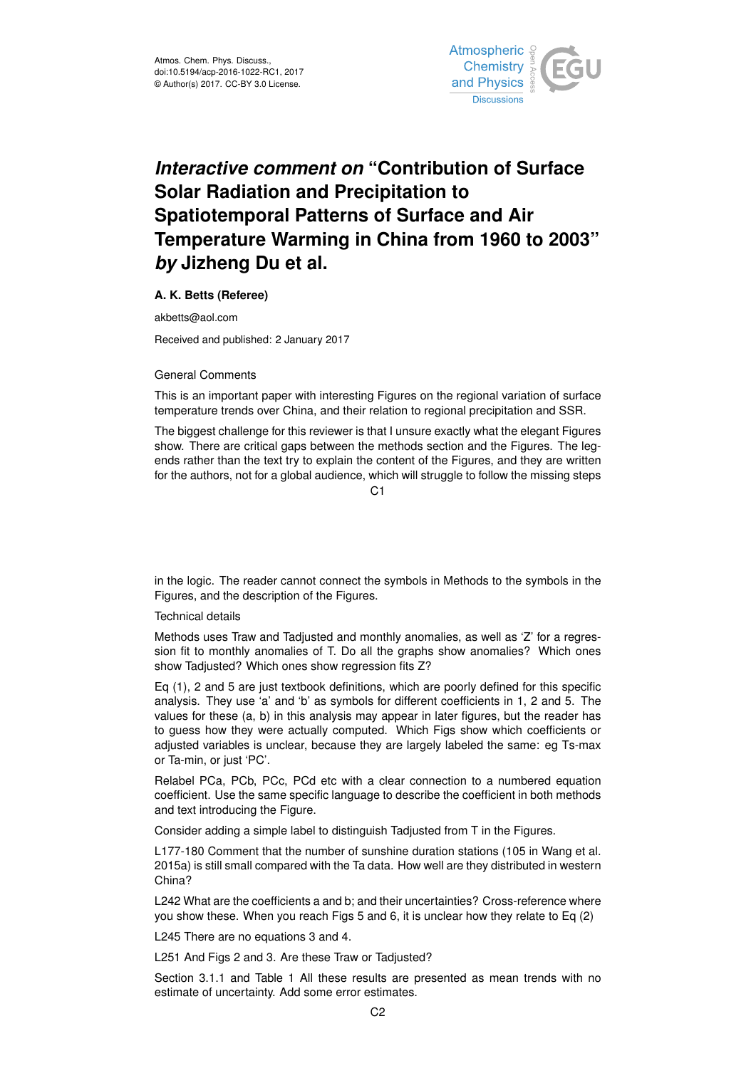Atmos. Chem. Phys. Discuss.,
doi:10.5194/acp-2016-1022-RC1, 2017
© Author(s) 2017. CC-BY 3.0 License.

# *Interactive comment on* "Contribution of Surface Solar Radiation and Precipitation to Spatiotemporal Patterns of Surface and Air Temperature Warming in China from 1960 to 2003" *by* Jizheng Du et al.

**A. K. Betts (Referee)**

akbetts@aol.com

Received and published: 2 January 2017

General Comments

This is an important paper with interesting Figures on the regional variation of surface temperature trends over China, and their relation to regional precipitation and SSR.

The biggest challenge for this reviewer is that I unsure exactly what the elegant Figures show. There are critical gaps between the methods section and the Figures. The legends rather than the text try to explain the content of the Figures, and they are written for the authors, not for a global audience, which will struggle to follow the missing steps in the logic. The reader cannot connect the symbols in Methods to the symbols in the Figures, and the description of the Figures.

Technical details

Methods uses Traw and Tadjusted and monthly anomalies, as well as 'Z' for a regression fit to monthly anomalies of T. Do all the graphs show anomalies? Which ones show Tadjusted? Which ones show regression fits Z?

Eq (1), 2 and 5 are just textbook definitions, which are poorly defined for this specific analysis. They use 'a' and 'b' as symbols for different coefficients in 1, 2 and 5. The values for these (a, b) in this analysis may appear in later figures, but the reader has to guess how they were actually computed. Which Figs show which coefficients or adjusted variables is unclear, because they are largely labeled the same: eg Ts-max or Ta-min, or just 'PC'.

Relabel PCa, PCb, PCc, PCd etc with a clear connection to a numbered equation coefficient. Use the same specific language to describe the coefficient in both methods and text introducing the Figure.

Consider adding a simple label to distinguish Tadjusted from T in the Figures.

L177-180 Comment that the number of sunshine duration stations (105 in Wang et al. 2015a) is still small compared with the Ta data. How well are they distributed in western China?

L242 What are the coefficients a and b; and their uncertainties? Cross-reference where you show these. When you reach Figs 5 and 6, it is unclear how they relate to Eq (2)

L245 There are no equations 3 and 4.

L251 And Figs 2 and 3. Are these Traw or Tadjusted?

Section 3.1.1 and Table 1 All these results are presented as mean trends with no estimate of uncertainty. Add some error estimates.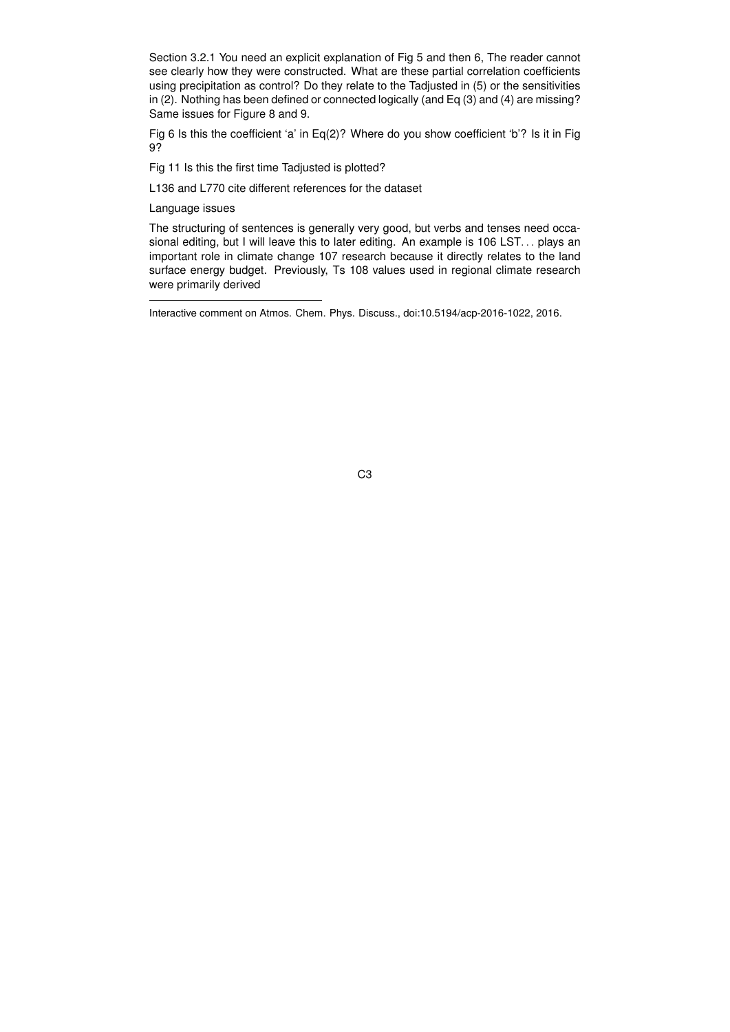Section 3.2.1 You need an explicit explanation of Fig 5 and then 6, The reader cannot see clearly how they were constructed. What are these partial correlation coefficients using precipitation as control? Do they relate to the Tadjusted in (5) or the sensitivities in (2). Nothing has been defined or connected logically (and Eq (3) and (4) are missing? Same issues for Figure 8 and 9.

Fig 6 Is this the coefficient 'a' in Eq(2)? Where do you show coefficient 'b'? Is it in Fig 9?

Fig 11 Is this the first time Tadjusted is plotted?

L136 and L770 cite different references for the dataset

Language issues

The structuring of sentences is generally very good, but verbs and tenses need occasional editing, but I will leave this to later editing. An example is 106 LST. . . plays an important role in climate change 107 research because it directly relates to the land surface energy budget. Previously, Ts 108 values used in regional climate research were primarily derived

---

Interactive comment on Atmos. Chem. Phys. Discuss., doi:10.5194/acp-2016-1022, 2016.